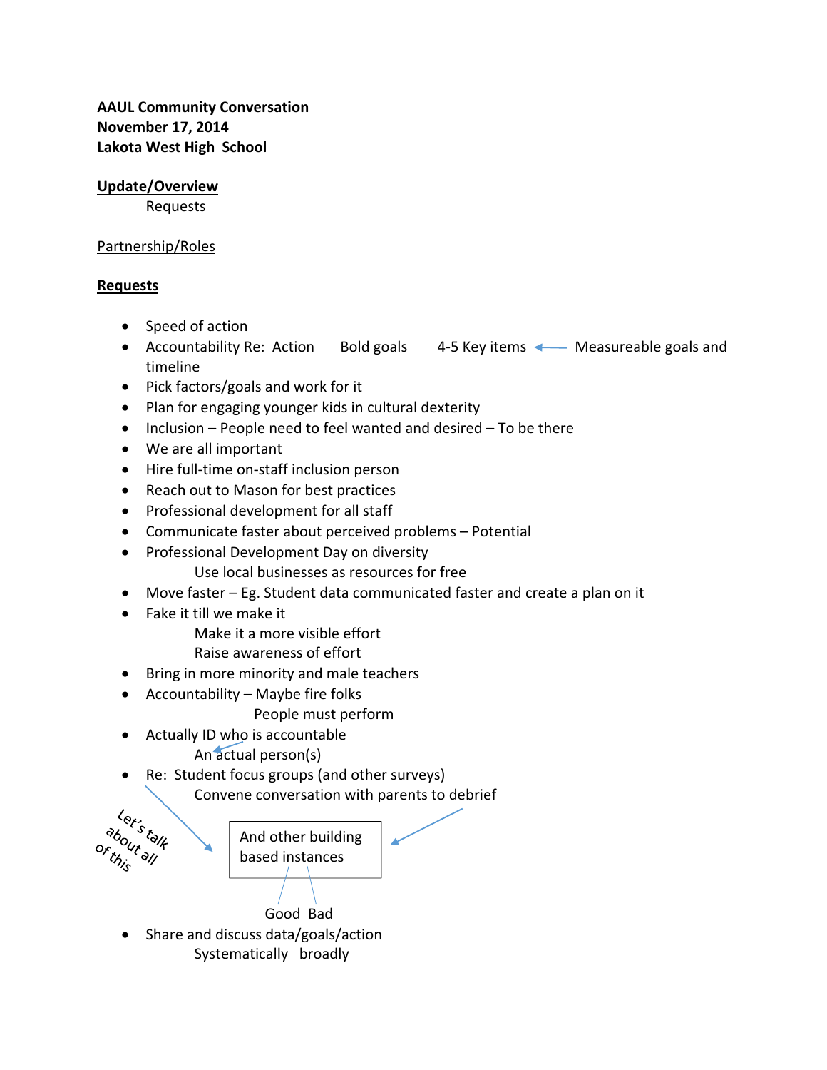**AAUL Community Conversation**
**November 17, 2014**
**Lakota West High School**

**<u>Update/Overview</u>**

Requests

<u>Partnership/Roles</u>

**<u>Requests</u>**

- Speed of action
- Accountability Re: Action Bold goals 4-5 Key items ← Measureable goals and timeline
- Pick factors/goals and work for it
- Plan for engaging younger kids in cultural dexterity
- Inclusion – People need to feel wanted and desired – To be there
- We are all important
- Hire full-time on-staff inclusion person
- Reach out to Mason for best practices
- Professional development for all staff
- Communicate faster about perceived problems – Potential
- Professional Development Day on diversity
  - Use local businesses as resources for free
- Move faster – Eg. Student data communicated faster and create a plan on it
- Fake it till we make it
  - Make it a more visible effort
  - Raise awareness of effort
- Bring in more minority and male teachers
- Accountability – Maybe fire folks
  - People must perform
- Actually ID who is accountable
  - An actual person(s)
- Re: Student focus groups (and other surveys)
  - Convene conversation with parents to debrief

Let's talk about all of this

And other building based instances

Good Bad

- Share and discuss data/goals/action
  - Systematically broadly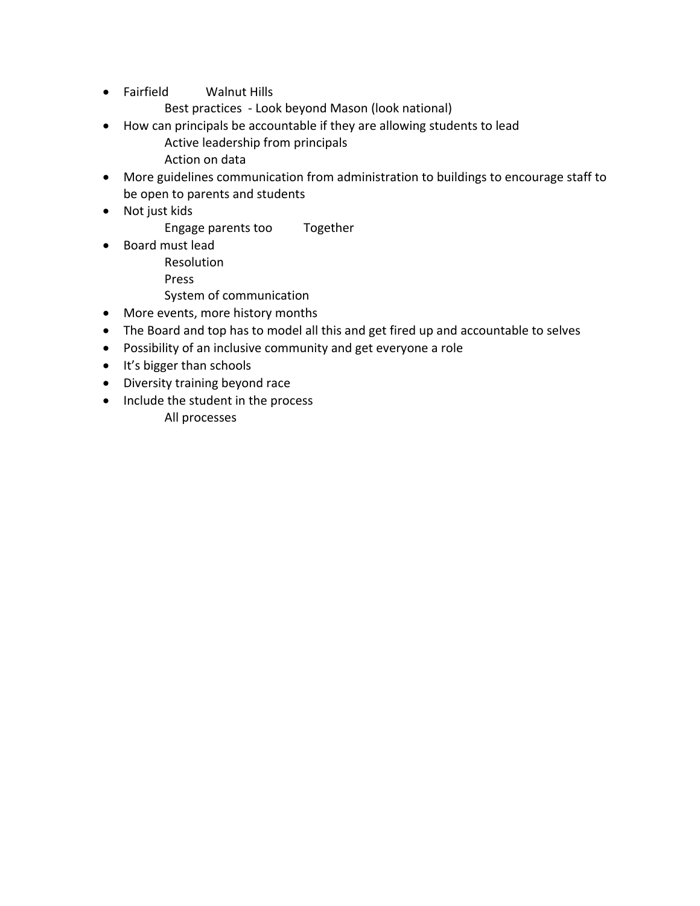- Fairfield Walnut Hills
  - Best practices - Look beyond Mason (look national)
- How can principals be accountable if they are allowing students to lead
  - Active leadership from principals
  - Action on data
- More guidelines communication from administration to buildings to encourage staff to be open to parents and students
- Not just kids
  - Engage parents too Together
- Board must lead
  - Resolution
  - Press
  - System of communication
- More events, more history months
- The Board and top has to model all this and get fired up and accountable to selves
- Possibility of an inclusive community and get everyone a role
- It's bigger than schools
- Diversity training beyond race
- Include the student in the process
  - All processes